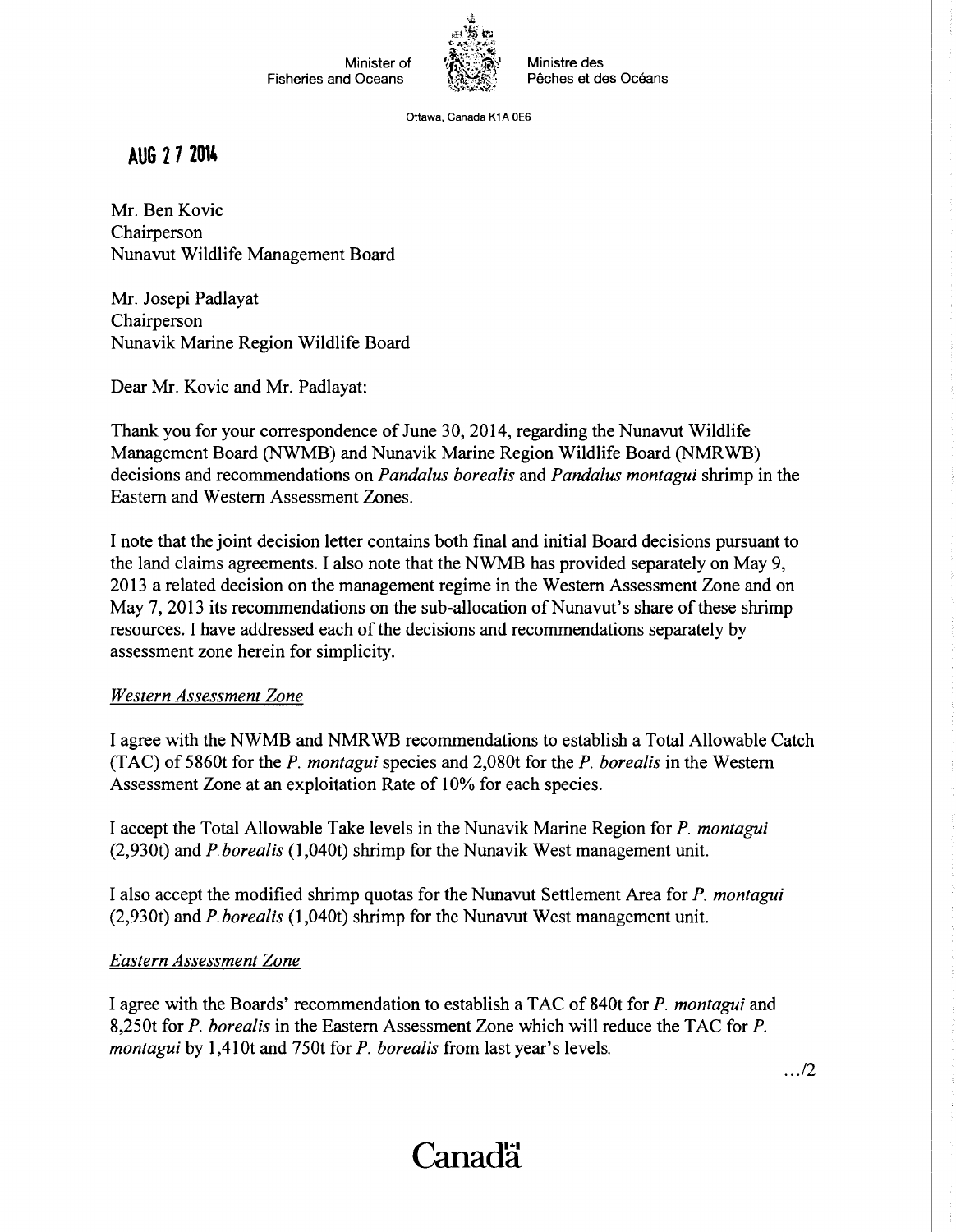Minister of Fisheries and Oceans

Ministre des Pêches et des Océans

Ottawa, Canada K1A 0E6

**AUG 27 2014**

Mr. Ben Kovic
Chairperson
Nunavut Wildlife Management Board

Mr. Josepi Padlayat
Chairperson
Nunavik Marine Region Wildlife Board

Dear Mr. Kovic and Mr. Padlayat:

Thank you for your correspondence of June 30, 2014, regarding the Nunavut Wildlife Management Board (NWMB) and Nunavik Marine Region Wildlife Board (NMRWB) decisions and recommendations on *Pandalus borealis* and *Pandalus montagui* shrimp in the Eastern and Western Assessment Zones.

I note that the joint decision letter contains both final and initial Board decisions pursuant to the land claims agreements. I also note that the NWMB has provided separately on May 9, 2013 a related decision on the management regime in the Western Assessment Zone and on May 7, 2013 its recommendations on the sub-allocation of Nunavut's share of these shrimp resources. I have addressed each of the decisions and recommendations separately by assessment zone herein for simplicity.

*Western Assessment Zone*

I agree with the NWMB and NMRWB recommendations to establish a Total Allowable Catch (TAC) of 5860t for the *P. montagui* species and 2,080t for the *P. borealis* in the Western Assessment Zone at an exploitation Rate of 10% for each species.

I accept the Total Allowable Take levels in the Nunavik Marine Region for *P. montagui* (2,930t) and *P. borealis* (1,040t) shrimp for the Nunavik West management unit.

I also accept the modified shrimp quotas for the Nunavut Settlement Area for *P. montagui* (2,930t) and *P. borealis* (1,040t) shrimp for the Nunavut West management unit.

*Eastern Assessment Zone*

I agree with the Boards' recommendation to establish a TAC of 840t for *P. montagui* and 8,250t for *P. borealis* in the Eastern Assessment Zone which will reduce the TAC for *P. montagui* by 1,410t and 750t for *P. borealis* from last year's levels.

.../2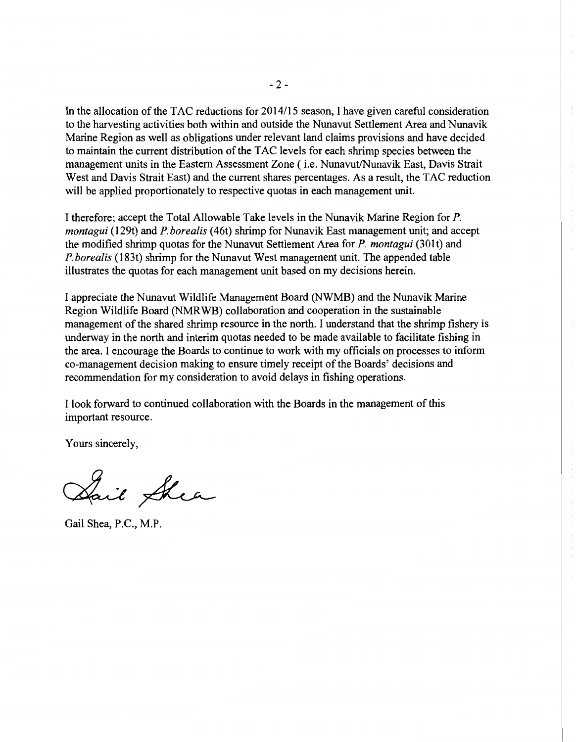In the allocation of the TAC reductions for 2014/15 season, I have given careful consideration to the harvesting activities both within and outside the Nunavut Settlement Area and Nunavik Marine Region as well as obligations under relevant land claims provisions and have decided to maintain the current distribution of the TAC levels for each shrimp species between the management units in the Eastern Assessment Zone ( i.e. Nunavut/Nunavik East, Davis Strait West and Davis Strait East) and the current shares percentages. As a result, the TAC reduction will be applied proportionately to respective quotas in each management unit.

I therefore; accept the Total Allowable Take levels in the Nunavik Marine Region for *P. montagui* (129t) and *P.borealis* (46t) shrimp for Nunavik East management unit; and accept the modified shrimp quotas for the Nunavut Settlement Area for *P. montagui* (301t) and *P.borealis* (183t) shrimp for the Nunavut West management unit. The appended table illustrates the quotas for each management unit based on my decisions herein.

I appreciate the Nunavut Wildlife Management Board (NWMB) and the Nunavik Marine Region Wildlife Board (NMRWB) collaboration and cooperation in the sustainable management of the shared shrimp resource in the north. I understand that the shrimp fishery is underway in the north and interim quotas needed to be made available to facilitate fishing in the area. I encourage the Boards to continue to work with my officials on processes to inform co-management decision making to ensure timely receipt of the Boards' decisions and recommendation for my consideration to avoid delays in fishing operations.

I look forward to continued collaboration with the Boards in the management of this important resource.

Yours sincerely,

Gail Shea, P.C., M.P.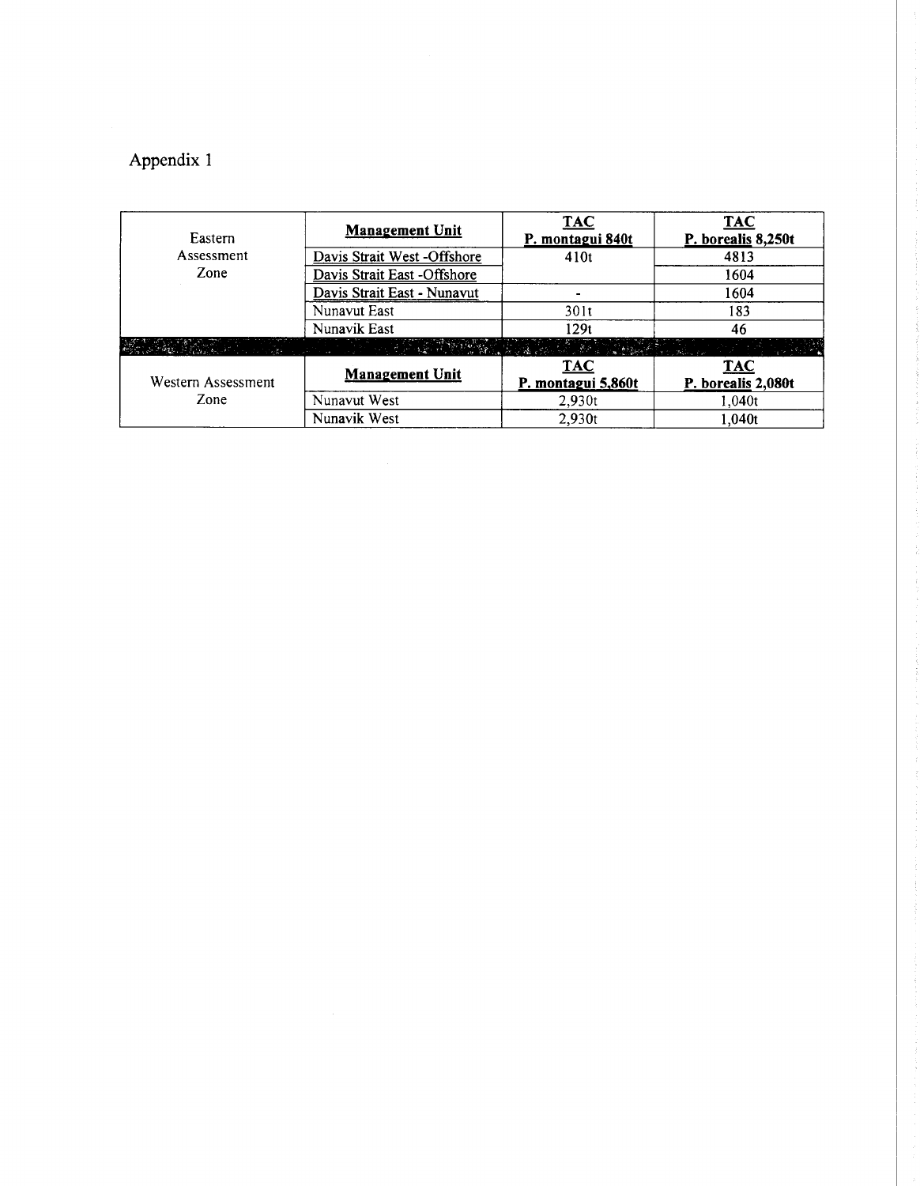Appendix 1

| | | | |
|---|---|---|---|
| Eastern Assessment Zone | **Management Unit** | **TAC P. montagui 840t** | **TAC P. borealis 8,250t** |
| | Davis Strait West -Offshore | 410t | 4813 |
| | Davis Strait East -Offshore | | 1604 |
| | Davis Strait East - Nunavut | - | 1604 |
| | Nunavut East | 301t | 183 |
| | Nunavik East | 129t | 46 |
| | | | |
| Western Assessment Zone | **Management Unit** | **TAC P. montagui 5,860t** | **TAC P. borealis 2,080t** |
| | Nunavut West | 2,930t | 1,040t |
| | Nunavik West | 2,930t | 1,040t |